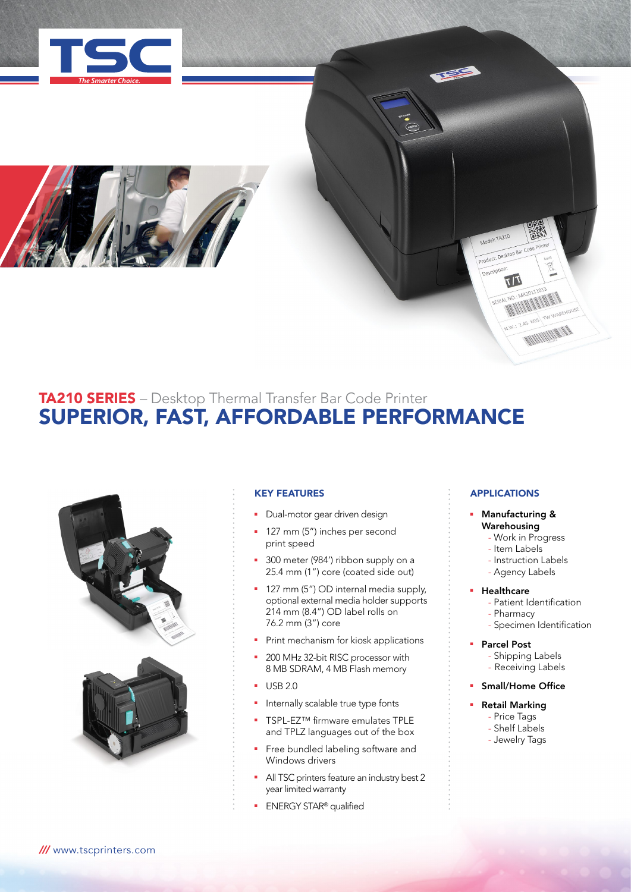# TA210 SERIES – Desktop Thermal Transfer Bar Code Printer

## SUPERIOR, FAST, AFFORDABLE PERFORMANCE

### KEY FEATURES

- Dual-motor gear driven design
- 127 mm (5") inches per second print speed
- 300 meter (984') ribbon supply on a 25.4 mm (1") core (coated side out)
- 127 mm (5") OD internal media supply, optional external media holder supports 214 mm (8.4") OD label rolls on 76.2 mm (3") core
- Print mechanism for kiosk applications
- 200 MHz 32-bit RISC processor with 8 MB SDRAM, 4 MB Flash memory
- USB 2.0
- Internally scalable true type fonts
- TSPL-EZ™ firmware emulates TPLE and TPLZ languages out of the box
- Free bundled labeling software and Windows drivers
- All TSC printers feature an industry best 2 year limited warranty
- ENERGY STAR® qualified

### APPLICATIONS

- **Manufacturing & Warehousing**
  - Work in Progress
  - Item Labels
  - Instruction Labels
  - Agency Labels
- **Healthcare**
  - Patient Identification
  - Pharmacy
  - Specimen Identification
- **Parcel Post**
  - Shipping Labels
  - Receiving Labels
- **Small/Home Office**
- **Retail Marking**
  - Price Tags
  - Shelf Labels
  - Jewelry Tags

/// www.tscprinters.com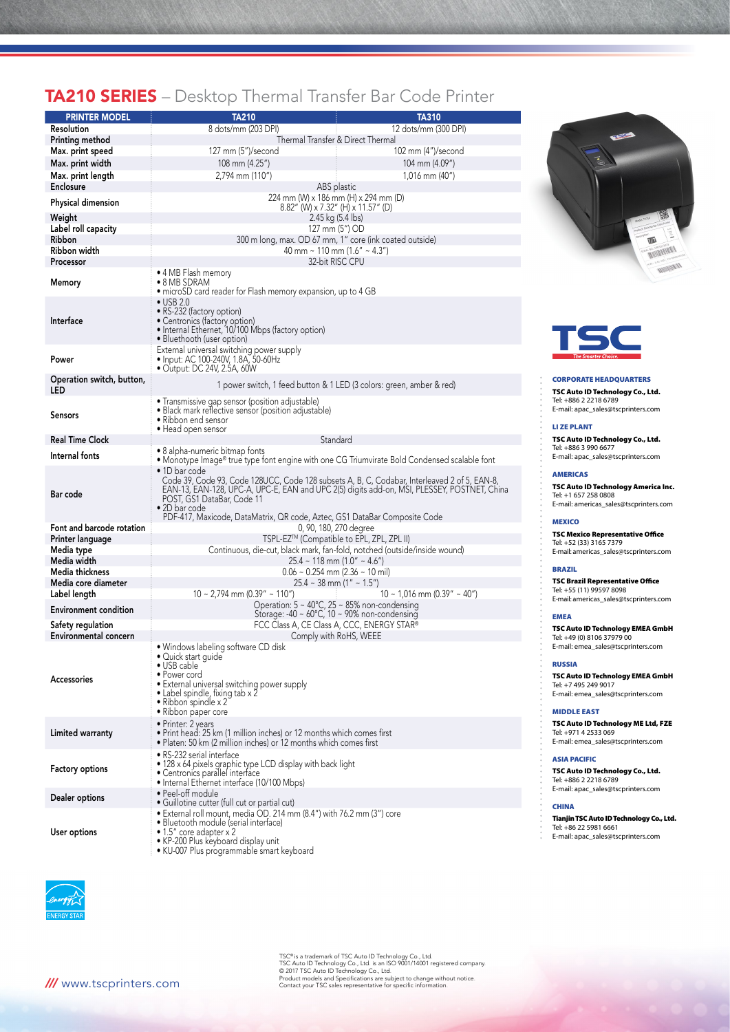# TA210 SERIES – Desktop Thermal Transfer Bar Code Printer

| PRINTER MODEL | TA210 | TA310 |
|---|---|---|
| Resolution | 8 dots/mm (203 DPI) | 12 dots/mm (300 DPI) |
| Printing method | Thermal Transfer & Direct Thermal | |
| Max. print speed | 127 mm (5")/second | 102 mm (4")/second |
| Max. print width | 108 mm (4.25") | 104 mm (4.09") |
| Max. print length | 2,794 mm (110") | 1,016 mm (40") |
| Enclosure | ABS plastic | |
| Physical dimension | 224 mm (W) x 186 mm (H) x 294 mm (D)<br>8.82" (W) x 7.32" (H) x 11.57" (D) | |
| Weight | 2.45 kg (5.4 lbs) | |
| Label roll capacity | 127 mm (5") OD | |
| Ribbon | 300 m long, max. OD 67 mm, 1" core (ink coated outside) | |
| Ribbon width | 40 mm ~ 110 mm (1.6" ~ 4.3") | |
| Processor | 32-bit RISC CPU | |
| Memory | • 4 MB Flash memory<br>• 8 MB SDRAM<br>• microSD card reader for Flash memory expansion, up to 4 GB | |
| Interface | • USB 2.0<br>• RS-232 (factory option)<br>• Centronics (factory option)<br>• Internal Ethernet, 10/100 Mbps (factory option)<br>• Bluethooth (user option) | |
| Power | External universal switching power supply<br>• Input: AC 100-240V, 1.8A, 50-60Hz<br>• Output: DC 24V, 2.5A, 60W | |
| Operation switch, button, LED | 1 power switch, 1 feed button & 1 LED (3 colors: green, amber & red) | |
| Sensors | • Transmissive gap sensor (position adjustable)<br>• Black mark reflective sensor (position adjustable)<br>• Ribbon end sensor<br>• Head open sensor | |
| Real Time Clock | Standard | |
| Internal fonts | • 8 alpha-numeric bitmap fonts<br>• Monotype Image® true type font engine with one CG Triumvirate Bold Condensed scalable font | |
| Bar code | • 1D bar code<br>Code 39, Code 93, Code 128UCC, Code 128 subsets A, B, C, Codabar, Interleaved 2 of 5, EAN-8, EAN-13, EAN-128, UPC-A, UPC-E, EAN and UPC 2(5) digits add-on, MSI, PLESSEY, POSTNET, China POST, GS1 DataBar, Code 11<br>• 2D bar code<br>PDF-417, Maxicode, DataMatrix, QR code, Aztec, GS1 DataBar Composite Code | |
| Font and barcode rotation | 0, 90, 180, 270 degree | |
| Printer language | TSPL-EZ™ (Compatible to EPL, ZPL, ZPL II) | |
| Media type | Continuous, die-cut, black mark, fan-fold, notched (outside/inside wound) | |
| Media width | 25.4 ~ 118 mm (1.0" ~ 4.6") | |
| Media thickness | 0.06 ~ 0.254 mm (2.36 ~ 10 mil) | |
| Media core diameter | 25.4 ~ 38 mm (1" ~ 1.5") | |
| Label length | 10 ~ 2,794 mm (0.39" ~ 110") | 10 ~ 1,016 mm (0.39" ~ 40") |
| Environment condition | Operation: 5 ~ 40°C, 25 ~ 85% non-condensing<br>Storage: -40 ~ 60°C, 10 ~ 90% non-condensing | |
| Safety regulation | FCC Class A, CE Class A, CCC, ENERGY STAR® | |
| Environmental concern | Comply with RoHS, WEEE | |
| Accessories | • Windows labeling software CD disk<br>• Quick start guide<br>• USB cable<br>• Power cord<br>• External universal switching power supply<br>• Label spindle, fixing tab x 2<br>• Ribbon spindle x 2<br>• Ribbon paper core | |
| Limited warranty | • Printer: 2 years<br>• Print head: 25 km (1 million inches) or 12 months which comes first<br>• Platen: 50 km (2 million inches) or 12 months which comes first | |
| Factory options | • RS-232 serial interface<br>• 128 x 64 pixels graphic type LCD display with back light<br>• Centronics parallel interface<br>• Internal Ethernet interface (10/100 Mbps) | |
| Dealer options | • Peel-off module<br>• Guillotine cutter (full cut or partial cut) | |
| User options | • External roll mount, media OD. 214 mm (8.4") with 76.2 mm (3") core<br>• Bluetooth module (serial interface)<br>• 1.5" core adapter x 2<br>• KP-200 Plus keyboard display unit<br>• KU-007 Plus programmable smart keyboard | |

TSC
*The Smarter Choice.*

**CORPORATE HEADQUARTERS**
**TSC Auto ID Technology Co., Ltd.**
Tel: +886 2 2218 6789
E-mail: apac_sales@tscprinters.com

**LI ZE PLANT**
**TSC Auto ID Technology Co., Ltd.**
Tel: +886 3 990 6677
E-mail: apac_sales@tscprinters.com

**AMERICAS**
**TSC Auto ID Technology America Inc.**
Tel: +1 657 258 0808
E-mail: americas_sales@tscprinters.com

**MEXICO**
**TSC Mexico Representative Office**
Tel: +52 (33) 3165 7379
E-mail: americas_sales@tscprinters.com

**BRAZIL**
**TSC Brazil Representative Office**
Tel: +55 (11) 99597 8098
E-mail: americas_sales@tscprinters.com

**EMEA**
**TSC Auto ID Technology EMEA GmbH**
Tel: +49 (0) 8106 37979 00
E-mail: emea_sales@tscprinters.com

**RUSSIA**
**TSC Auto ID Technology EMEA GmbH**
Tel: +7 495 249 9017
E-mail: emea_sales@tscprinters.com

**MIDDLE EAST**
**TSC Auto ID Technology ME Ltd, FZE**
Tel: +971 4 2533 069
E-mail: emea_sales@tscprinters.com

**ASIA PACIFIC**
**TSC Auto ID Technology Co., Ltd.**
Tel: +886 2 2218 6789
E-mail: apac_sales@tscprinters.com

**CHINA**
**Tianjin TSC Auto ID Technology Co., Ltd.**
Tel: +86 22 5981 6661
E-mail: apac_sales@tscprinters.com

ENERGY STAR

/// www.tscprinters.com

TSC® is a trademark of TSC Auto ID Technology Co., Ltd.
TSC Auto ID Technology Co., Ltd. is an ISO 9001/14001 registered company.
© 2017 TSC Auto ID Technology Co., Ltd.
Product models and Specifications are subject to change without notice.
Contact your TSC sales representative for specific information.